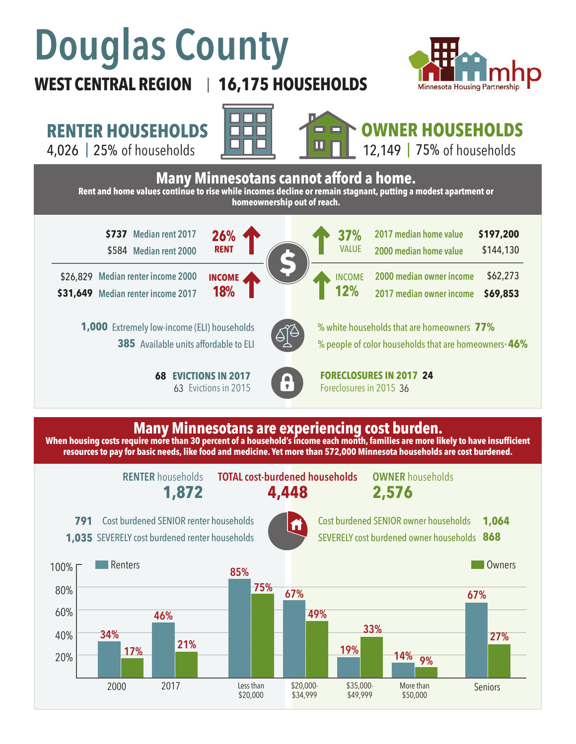# Douglas County

**WEST CENTRAL REGION | 16,175 HOUSEHOLDS**

Minnesota Housing Partnership

## RENTER HOUSEHOLDS

4,026 | 25% of households

## OWNER HOUSEHOLDS

12,149 | 75% of households

## Many Minnesotans cannot afford a home.

**Rent and home values continue to rise while incomes decline or remain stagnant, putting a modest apartment or homeownership out of reach.**

**$737** Median rent 2017
$584 Median rent 2000
**26% RENT** ↑

$26,829 Median renter income 2000
**$31,649** Median renter income 2017
**INCOME 18%** ↑

**37% VALUE** ↑
2017 median home value **$197,200**
2000 median home value $144,130

**INCOME 12%** ↑
2000 median owner income $62,273
2017 median owner income **$69,853**

**1,000** Extremely low-income (ELI) households
**385** Available units affordable to ELI

% white households that are homeowners **77%**
% people of color households that are homeowners* **46%**

**68 EVICTIONS IN 2017**
63 Evictions in 2015

**FORECLOSURES IN 2017 24**
Foreclosures in 2015 36

## Many Minnesotans are experiencing cost burden.

**When housing costs require more than 30 percent of a household's income each month, families are more likely to have insufficient resources to pay for basic needs, like food and medicine. Yet more than 572,000 Minnesota households are cost burdened.**

| RENTER households | TOTAL cost-burdened households | OWNER households |
|---|---|---|
| **1,872** | **4,448** | **2,576** |

**791** Cost burdened SENIOR renter households
**1,035** SEVERELY cost burdened renter households

Cost burdened SENIOR owner households **1,064**
SEVERELY cost burdened owner households **868**

| | Renters | Owners |
|---|---|---|
| 2000 | 34% | 17% |
| 2017 | 46% | 21% |
| Less than $20,000 | 85% | 75% |
| $20,000-$34,999 | 67% | 49% |
| $35,000-$49,999 | 19% | 33% |
| More than $50,000 | 14% | 9% |
| Seniors | 67% | 27% |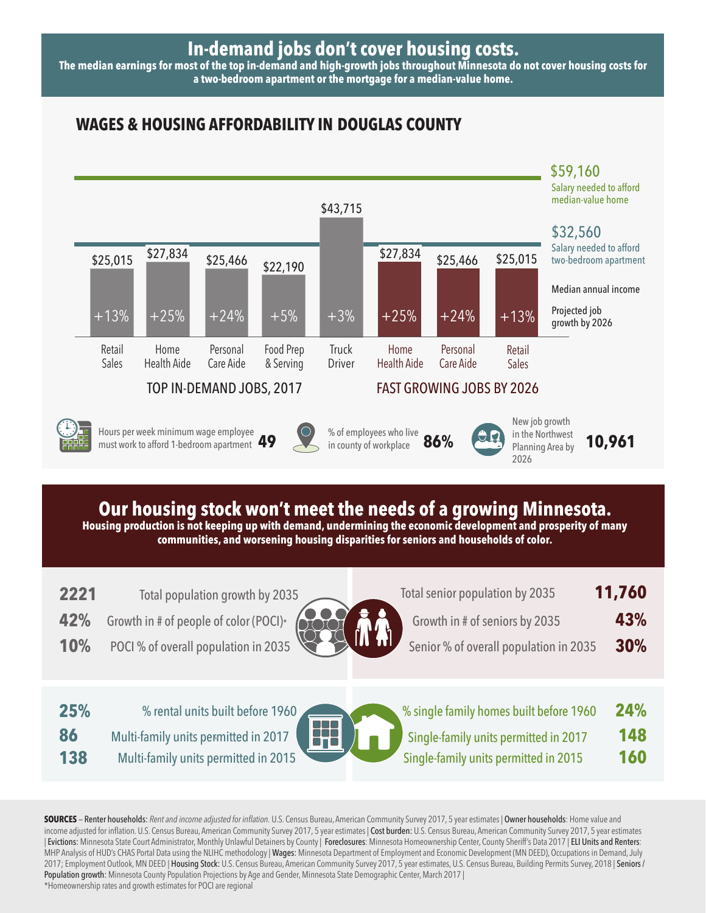# In-demand jobs don't cover housing costs.

**The median earnings for most of the top in-demand and high-growth jobs throughout Minnesota do not cover housing costs for a two-bedroom apartment or the mortgage for a median-value home.**

## WAGES & HOUSING AFFORDABILITY IN DOUGLAS COUNTY

$59,160
Salary needed to afford median-value home

$32,560
Salary needed to afford two-bedroom apartment

Median annual income

Projected job growth by 2026

TOP IN-DEMAND JOBS, 2017

Retail Sales: $25,015, +13%
Home Health Aide: $27,834, +25%
Personal Care Aide: $25,466, +24%
Food Prep & Serving: $22,190, +5%
Truck Driver: $43,715, +3%

FAST GROWING JOBS BY 2026

Home Health Aide: $27,834, +25%
Personal Care Aide: $25,466, +24%
Retail Sales: $25,015, +13%

Hours per week minimum wage employee must work to afford 1-bedroom apartment **49**

% of employees who live in county of workplace **86%**

New job growth in the Northwest Planning Area by 2026 **10,961**

# Our housing stock won't meet the needs of a growing Minnesota.

**Housing production is not keeping up with demand, undermining the economic development and prosperity of many communities, and worsening housing disparities for seniors and households of color.**

**2221** Total population growth by 2035
**42%** Growth in # of people of color (POCI)*
**10%** POCI % of overall population in 2035

Total senior population by 2035 **11,760**
Growth in # of seniors by 2035 **43%**
Senior % of overall population in 2035 **30%**

**25%** % rental units built before 1960
**86** Multi-family units permitted in 2017
**138** Multi-family units permitted in 2015

% single family homes built before 1960 **24%**
Single-family units permitted in 2017 **148**
Single-family units permitted in 2015 **160**

**SOURCES** – Renter households: *Rent and income adjusted for inflation.* U.S. Census Bureau, American Community Survey 2017, 5 year estimates | Owner households: Home value and income adjusted for inflation. U.S. Census Bureau, American Community Survey 2017, 5 year estimates | Cost burden: U.S. Census Bureau, American Community Survey 2017, 5 year estimates | Evictions: Minnesota State Court Administrator, Monthly Unlawful Detainers by County | Foreclosures: Minnesota Homeownership Center, County Sheriff's Data 2017 | ELI Units and Renters: MHP Analysis of HUD's CHAS Portal Data using the NLIHC methodology | Wages: Minnesota Department of Employment and Economic Development (MN DEED), Occupations in Demand, July 2017; Employment Outlook, MN DEED | Housing Stock: U.S. Census Bureau, American Community Survey 2017, 5 year estimates, U.S. Census Bureau, Building Permits Survey, 2018 | Seniors / Population growth: Minnesota County Population Projections by Age and Gender, Minnesota State Demographic Center, March 2017 |
*Homeownership rates and growth estimates for POCI are regional